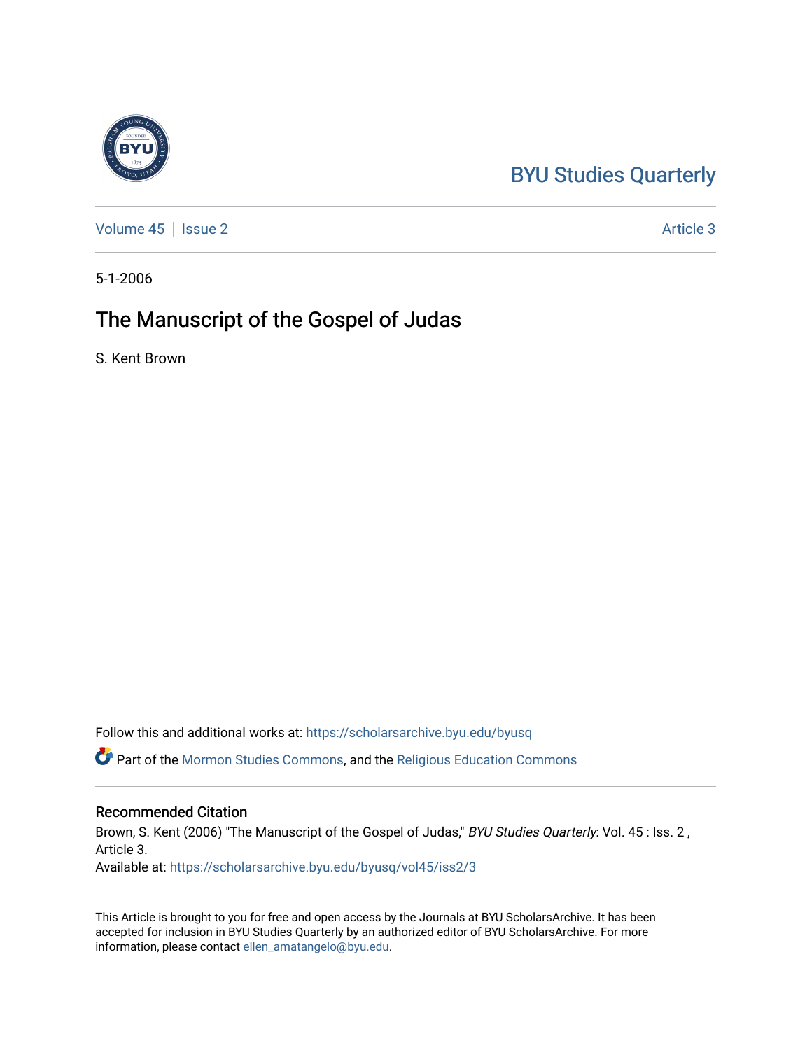BYU Studies Quarterly

Volume 45 | Issue 2 | Article 3

5-1-2006

# The Manuscript of the Gospel of Judas

S. Kent Brown

Follow this and additional works at: https://scholarsarchive.byu.edu/byusq

Part of the Mormon Studies Commons, and the Religious Education Commons

## Recommended Citation

Brown, S. Kent (2006) "The Manuscript of the Gospel of Judas," *BYU Studies Quarterly*: Vol. 45 : Iss. 2 , Article 3.
Available at: https://scholarsarchive.byu.edu/byusq/vol45/iss2/3

This Article is brought to you for free and open access by the Journals at BYU ScholarsArchive. It has been accepted for inclusion in BYU Studies Quarterly by an authorized editor of BYU ScholarsArchive. For more information, please contact ellen_amatangelo@byu.edu.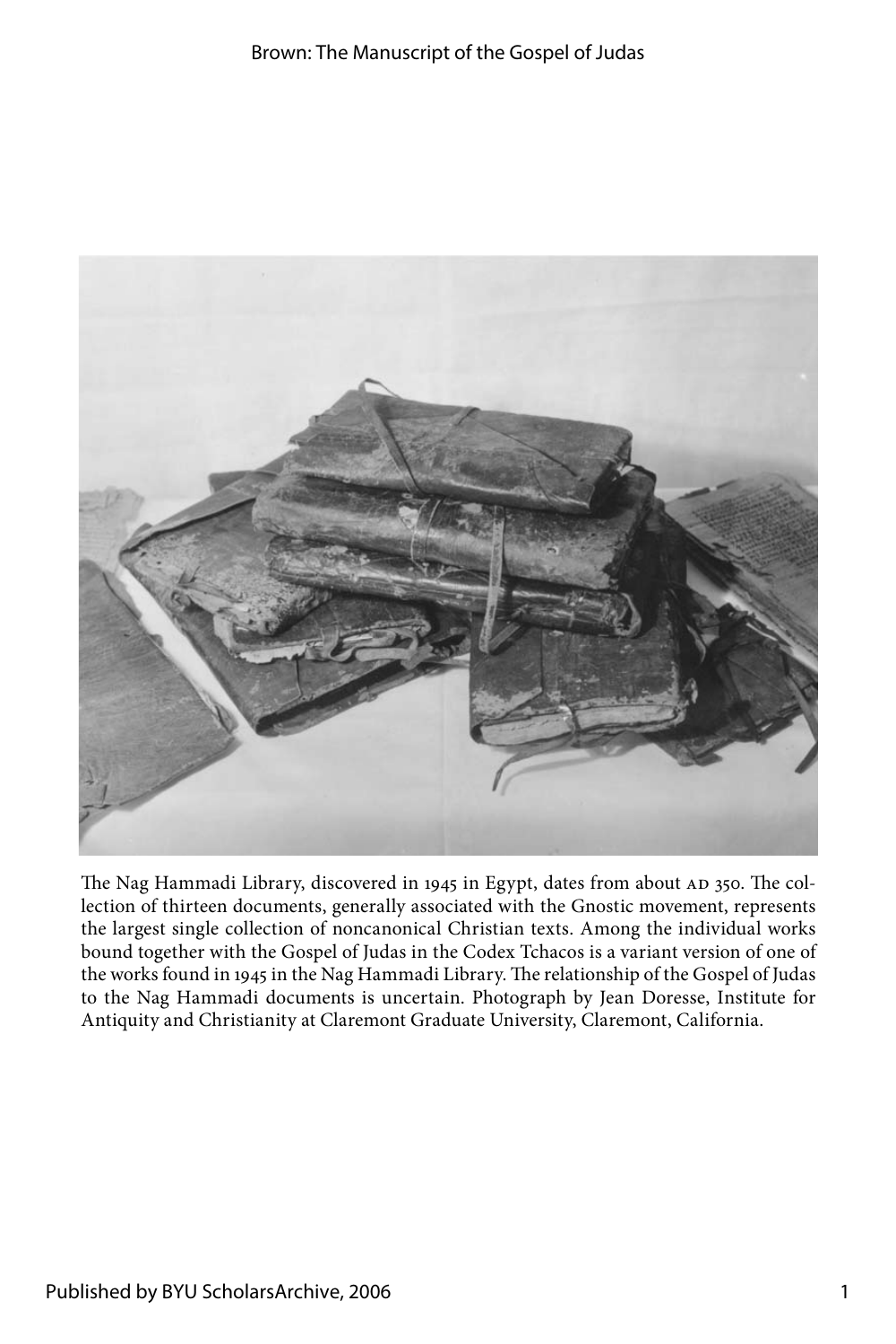The Nag Hammadi Library, discovered in 1945 in Egypt, dates from about AD 350. The collection of thirteen documents, generally associated with the Gnostic movement, represents the largest single collection of noncanonical Christian texts. Among the individual works bound together with the Gospel of Judas in the Codex Tchacos is a variant version of one of the works found in 1945 in the Nag Hammadi Library. The relationship of the Gospel of Judas to the Nag Hammadi documents is uncertain. Photograph by Jean Doresse, Institute for Antiquity and Christianity at Claremont Graduate University, Claremont, California.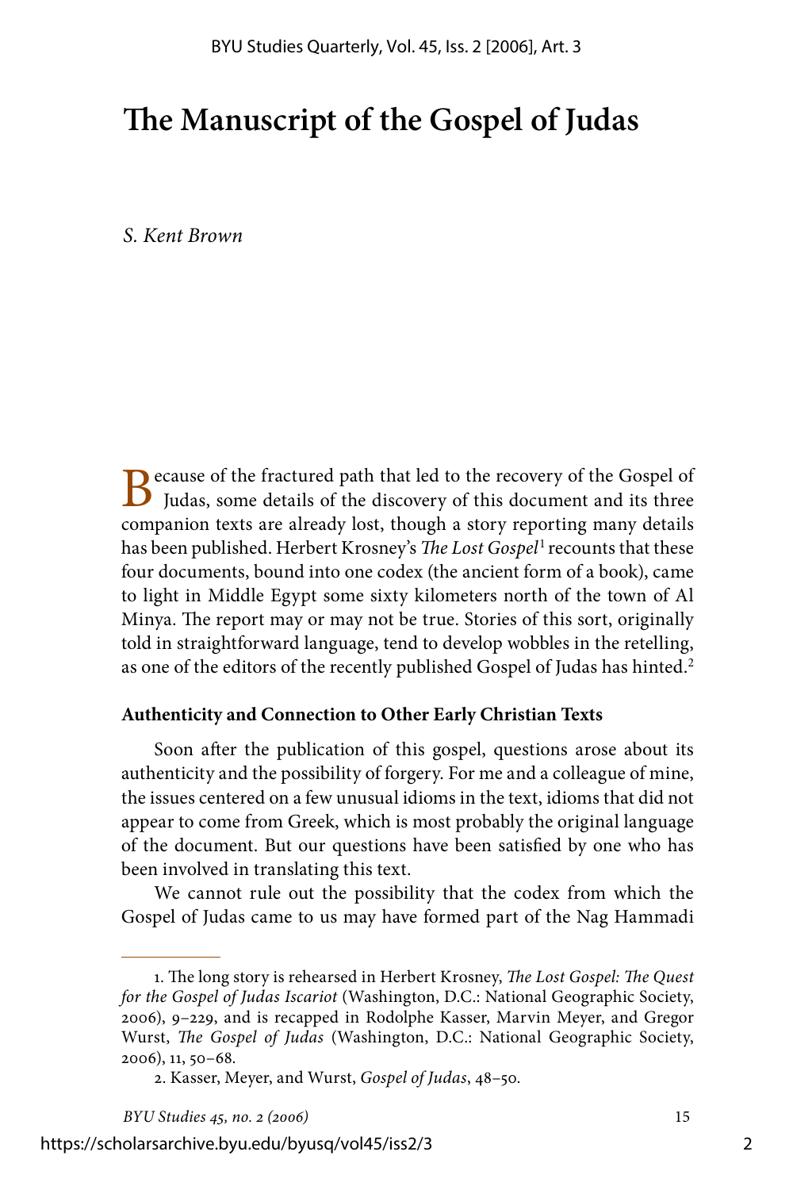# The Manuscript of the Gospel of Judas

*S. Kent Brown*

Because of the fractured path that led to the recovery of the Gospel of Judas, some details of the discovery of this document and its three companion texts are already lost, though a story reporting many details has been published. Herbert Krosney's *The Lost Gospel*[1] recounts that these four documents, bound into one codex (the ancient form of a book), came to light in Middle Egypt some sixty kilometers north of the town of Al Minya. The report may or may not be true. Stories of this sort, originally told in straightforward language, tend to develop wobbles in the retelling, as one of the editors of the recently published Gospel of Judas has hinted.[2]

### Authenticity and Connection to Other Early Christian Texts

Soon after the publication of this gospel, questions arose about its authenticity and the possibility of forgery. For me and a colleague of mine, the issues centered on a few unusual idioms in the text, idioms that did not appear to come from Greek, which is most probably the original language of the document. But our questions have been satisfied by one who has been involved in translating this text.

We cannot rule out the possibility that the codex from which the Gospel of Judas came to us may have formed part of the Nag Hammadi

---

1. The long story is rehearsed in Herbert Krosney, *The Lost Gospel: The Quest for the Gospel of Judas Iscariot* (Washington, D.C.: National Geographic Society, 2006), 9–229, and is recapped in Rodolphe Kasser, Marvin Meyer, and Gregor Wurst, *The Gospel of Judas* (Washington, D.C.: National Geographic Society, 2006), 11, 50–68.

2. Kasser, Meyer, and Wurst, *Gospel of Judas*, 48–50.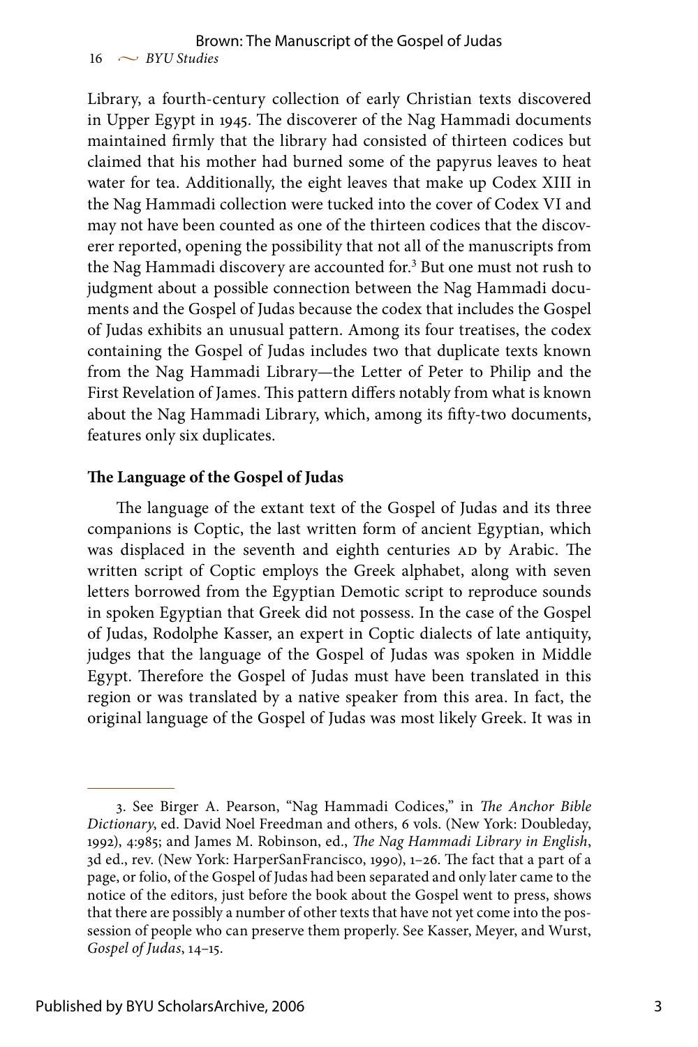Library, a fourth-century collection of early Christian texts discovered in Upper Egypt in 1945. The discoverer of the Nag Hammadi documents maintained firmly that the library had consisted of thirteen codices but claimed that his mother had burned some of the papyrus leaves to heat water for tea. Additionally, the eight leaves that make up Codex XIII in the Nag Hammadi collection were tucked into the cover of Codex VI and may not have been counted as one of the thirteen codices that the discoverer reported, opening the possibility that not all of the manuscripts from the Nag Hammadi discovery are accounted for.[3] But one must not rush to judgment about a possible connection between the Nag Hammadi documents and the Gospel of Judas because the codex that includes the Gospel of Judas exhibits an unusual pattern. Among its four treatises, the codex containing the Gospel of Judas includes two that duplicate texts known from the Nag Hammadi Library—the Letter of Peter to Philip and the First Revelation of James. This pattern differs notably from what is known about the Nag Hammadi Library, which, among its fifty-two documents, features only six duplicates.

## The Language of the Gospel of Judas

The language of the extant text of the Gospel of Judas and its three companions is Coptic, the last written form of ancient Egyptian, which was displaced in the seventh and eighth centuries AD by Arabic. The written script of Coptic employs the Greek alphabet, along with seven letters borrowed from the Egyptian Demotic script to reproduce sounds in spoken Egyptian that Greek did not possess. In the case of the Gospel of Judas, Rodolphe Kasser, an expert in Coptic dialects of late antiquity, judges that the language of the Gospel of Judas was spoken in Middle Egypt. Therefore the Gospel of Judas must have been translated in this region or was translated by a native speaker from this area. In fact, the original language of the Gospel of Judas was most likely Greek. It was in

---

3. See Birger A. Pearson, "Nag Hammadi Codices," in *The Anchor Bible Dictionary*, ed. David Noel Freedman and others, 6 vols. (New York: Doubleday, 1992), 4:985; and James M. Robinson, ed., *The Nag Hammadi Library in English*, 3d ed., rev. (New York: HarperSanFrancisco, 1990), 1–26. The fact that a part of a page, or folio, of the Gospel of Judas had been separated and only later came to the notice of the editors, just before the book about the Gospel went to press, shows that there are possibly a number of other texts that have not yet come into the possession of people who can preserve them properly. See Kasser, Meyer, and Wurst, *Gospel of Judas*, 14–15.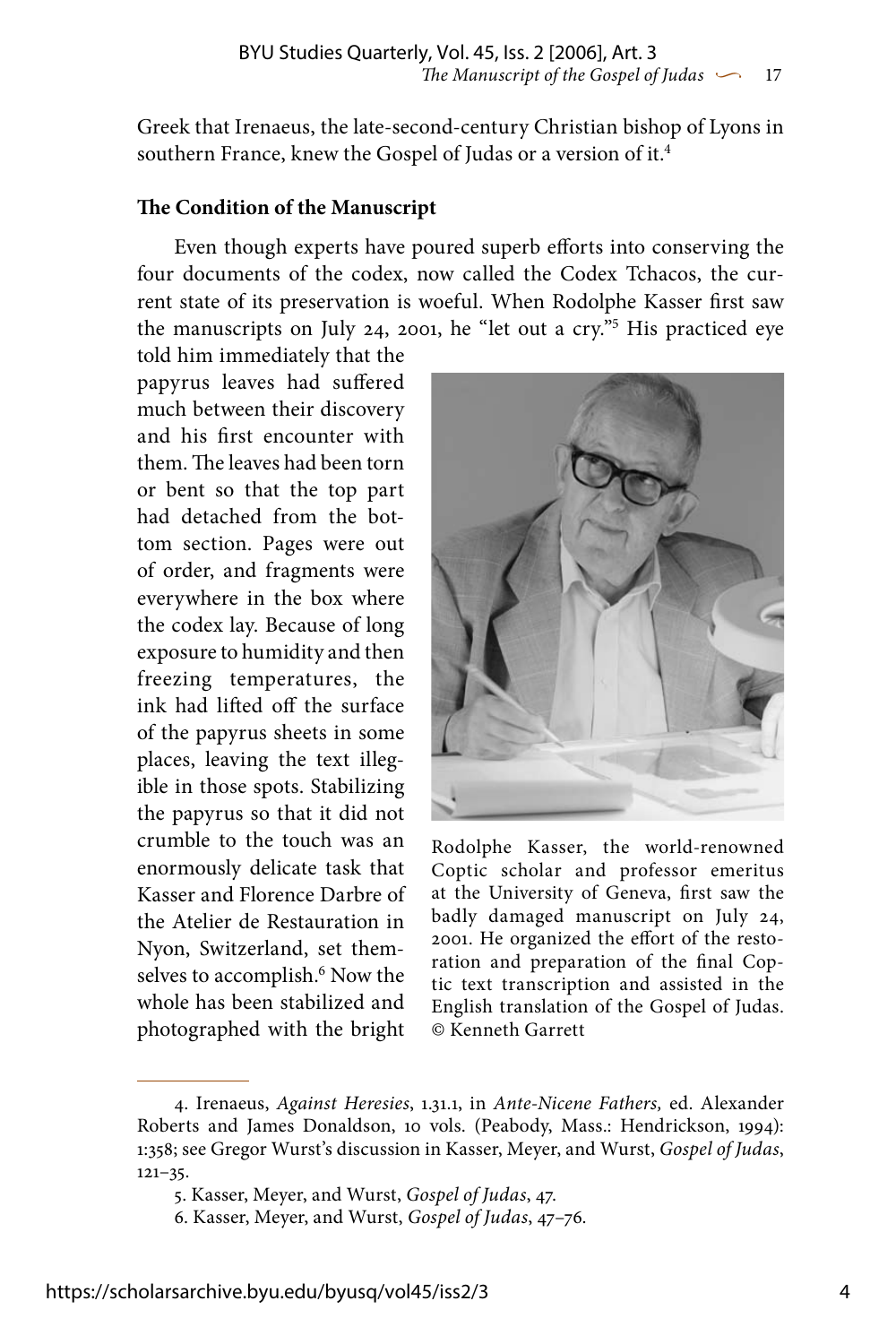Greek that Irenaeus, the late-second-century Christian bishop of Lyons in southern France, knew the Gospel of Judas or a version of it.[4]

**The Condition of the Manuscript**

Even though experts have poured superb efforts into conserving the four documents of the codex, now called the Codex Tchacos, the current state of its preservation is woeful. When Rodolphe Kasser first saw the manuscripts on July 24, 2001, he "let out a cry."[5] His practiced eye told him immediately that the papyrus leaves had suffered much between their discovery and his first encounter with them. The leaves had been torn or bent so that the top part had detached from the bottom section. Pages were out of order, and fragments were everywhere in the box where the codex lay. Because of long exposure to humidity and then freezing temperatures, the ink had lifted off the surface of the papyrus sheets in some places, leaving the text illegible in those spots. Stabilizing the papyrus so that it did not crumble to the touch was an enormously delicate task that Kasser and Florence Darbre of the Atelier de Restauration in Nyon, Switzerland, set themselves to accomplish.[6] Now the whole has been stabilized and photographed with the bright

Rodolphe Kasser, the world-renowned Coptic scholar and professor emeritus at the University of Geneva, first saw the badly damaged manuscript on July 24, 2001. He organized the effort of the restoration and preparation of the final Coptic text transcription and assisted in the English translation of the Gospel of Judas. © Kenneth Garrett

---

4. Irenaeus, *Against Heresies*, 1.31.1, in *Ante-Nicene Fathers,* ed. Alexander Roberts and James Donaldson, 10 vols. (Peabody, Mass.: Hendrickson, 1994): 1:358; see Gregor Wurst's discussion in Kasser, Meyer, and Wurst, *Gospel of Judas*, 121–35.

5. Kasser, Meyer, and Wurst, *Gospel of Judas*, 47.

6. Kasser, Meyer, and Wurst, *Gospel of Judas*, 47–76.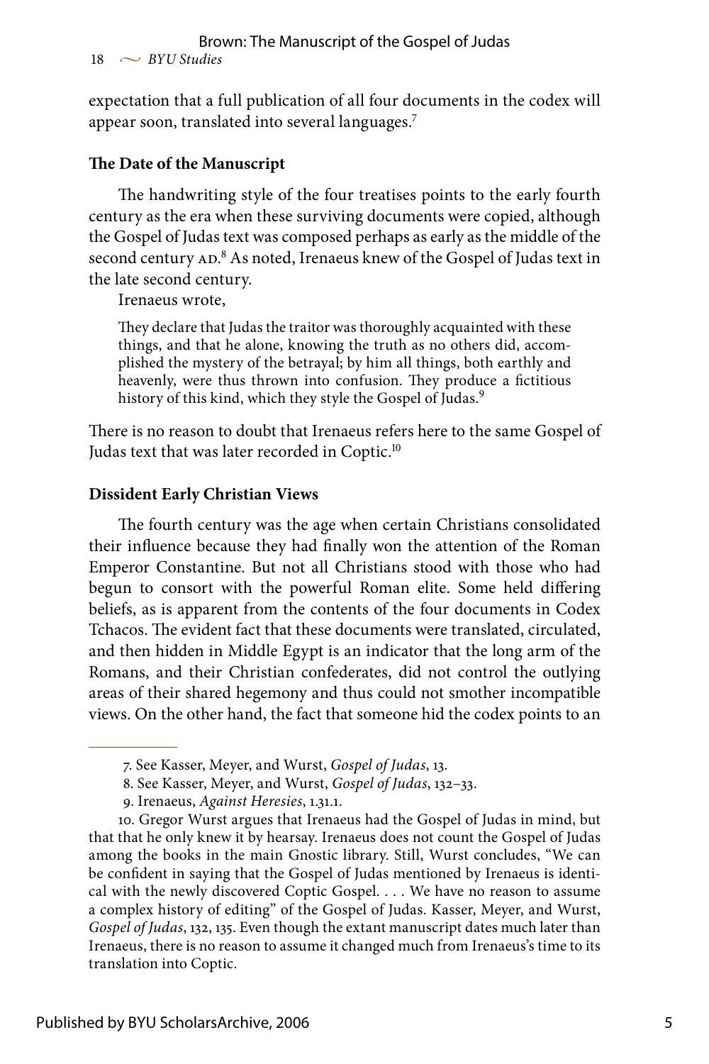expectation that a full publication of all four documents in the codex will appear soon, translated into several languages.[7]

### The Date of the Manuscript

The handwriting style of the four treatises points to the early fourth century as the era when these surviving documents were copied, although the Gospel of Judas text was composed perhaps as early as the middle of the second century AD.[8] As noted, Irenaeus knew of the Gospel of Judas text in the late second century.

Irenaeus wrote,

> They declare that Judas the traitor was thoroughly acquainted with these things, and that he alone, knowing the truth as no others did, accomplished the mystery of the betrayal; by him all things, both earthly and heavenly, were thus thrown into confusion. They produce a fictitious history of this kind, which they style the Gospel of Judas.[9]

There is no reason to doubt that Irenaeus refers here to the same Gospel of Judas text that was later recorded in Coptic.[10]

### Dissident Early Christian Views

The fourth century was the age when certain Christians consolidated their influence because they had finally won the attention of the Roman Emperor Constantine. But not all Christians stood with those who had begun to consort with the powerful Roman elite. Some held differing beliefs, as is apparent from the contents of the four documents in Codex Tchacos. The evident fact that these documents were translated, circulated, and then hidden in Middle Egypt is an indicator that the long arm of the Romans, and their Christian confederates, did not control the outlying areas of their shared hegemony and thus could not smother incompatible views. On the other hand, the fact that someone hid the codex points to an

---

7. See Kasser, Meyer, and Wurst, *Gospel of Judas*, 13.

8. See Kasser, Meyer, and Wurst, *Gospel of Judas*, 132–33.

9. Irenaeus, *Against Heresies*, 1.31.1.

10. Gregor Wurst argues that Irenaeus had the Gospel of Judas in mind, but that that he only knew it by hearsay. Irenaeus does not count the Gospel of Judas among the books in the main Gnostic library. Still, Wurst concludes, "We can be confident in saying that the Gospel of Judas mentioned by Irenaeus is identical with the newly discovered Coptic Gospel. . . . We have no reason to assume a complex history of editing" of the Gospel of Judas. Kasser, Meyer, and Wurst, *Gospel of Judas*, 132, 135. Even though the extant manuscript dates much later than Irenaeus, there is no reason to assume it changed much from Irenaeus's time to its translation into Coptic.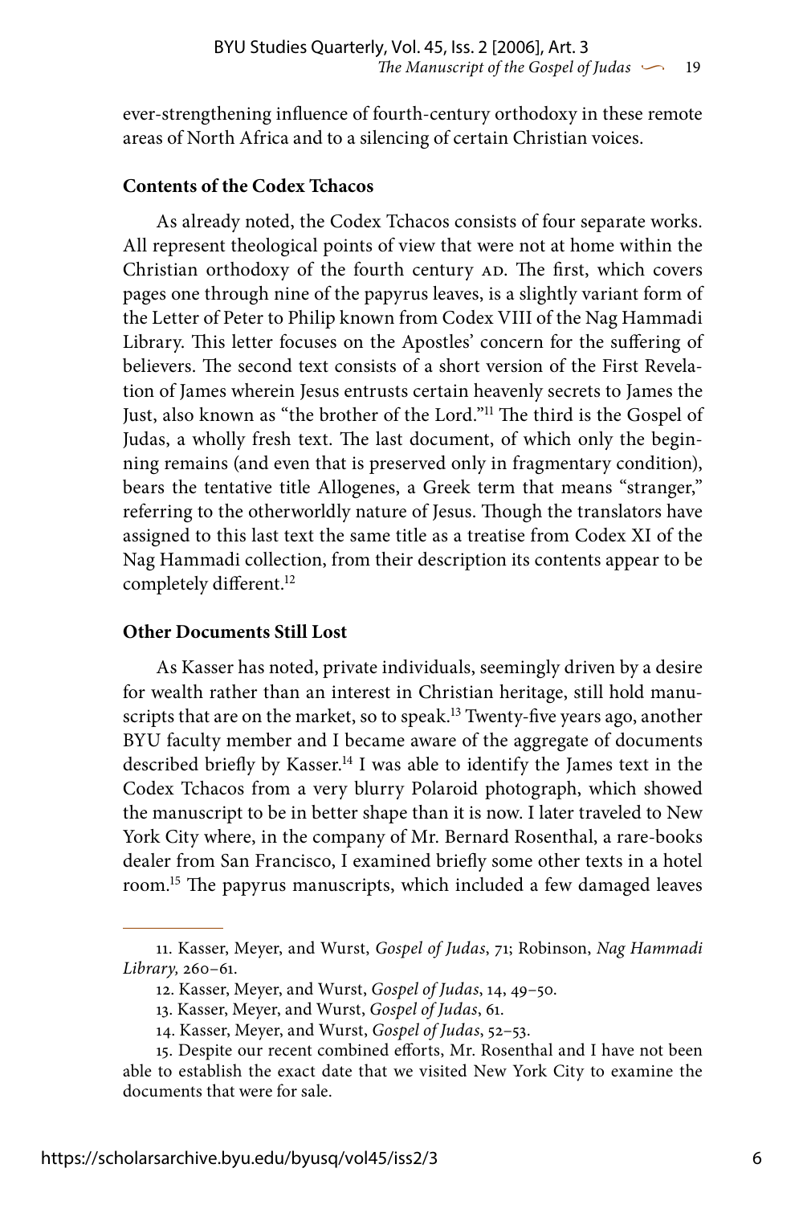ever-strengthening influence of fourth-century orthodoxy in these remote areas of North Africa and to a silencing of certain Christian voices.

### Contents of the Codex Tchacos

As already noted, the Codex Tchacos consists of four separate works. All represent theological points of view that were not at home within the Christian orthodoxy of the fourth century AD. The first, which covers pages one through nine of the papyrus leaves, is a slightly variant form of the Letter of Peter to Philip known from Codex VIII of the Nag Hammadi Library. This letter focuses on the Apostles' concern for the suffering of believers. The second text consists of a short version of the First Revelation of James wherein Jesus entrusts certain heavenly secrets to James the Just, also known as "the brother of the Lord."[11] The third is the Gospel of Judas, a wholly fresh text. The last document, of which only the beginning remains (and even that is preserved only in fragmentary condition), bears the tentative title Allogenes, a Greek term that means "stranger," referring to the otherworldly nature of Jesus. Though the translators have assigned to this last text the same title as a treatise from Codex XI of the Nag Hammadi collection, from their description its contents appear to be completely different.[12]

### Other Documents Still Lost

As Kasser has noted, private individuals, seemingly driven by a desire for wealth rather than an interest in Christian heritage, still hold manuscripts that are on the market, so to speak.[13] Twenty-five years ago, another BYU faculty member and I became aware of the aggregate of documents described briefly by Kasser.[14] I was able to identify the James text in the Codex Tchacos from a very blurry Polaroid photograph, which showed the manuscript to be in better shape than it is now. I later traveled to New York City where, in the company of Mr. Bernard Rosenthal, a rare-books dealer from San Francisco, I examined briefly some other texts in a hotel room.[15] The papyrus manuscripts, which included a few damaged leaves

---

11. Kasser, Meyer, and Wurst, *Gospel of Judas*, 71; Robinson, *Nag Hammadi Library*, 260–61.

12. Kasser, Meyer, and Wurst, *Gospel of Judas*, 14, 49–50.

13. Kasser, Meyer, and Wurst, *Gospel of Judas*, 61.

14. Kasser, Meyer, and Wurst, *Gospel of Judas*, 52–53.

15. Despite our recent combined efforts, Mr. Rosenthal and I have not been able to establish the exact date that we visited New York City to examine the documents that were for sale.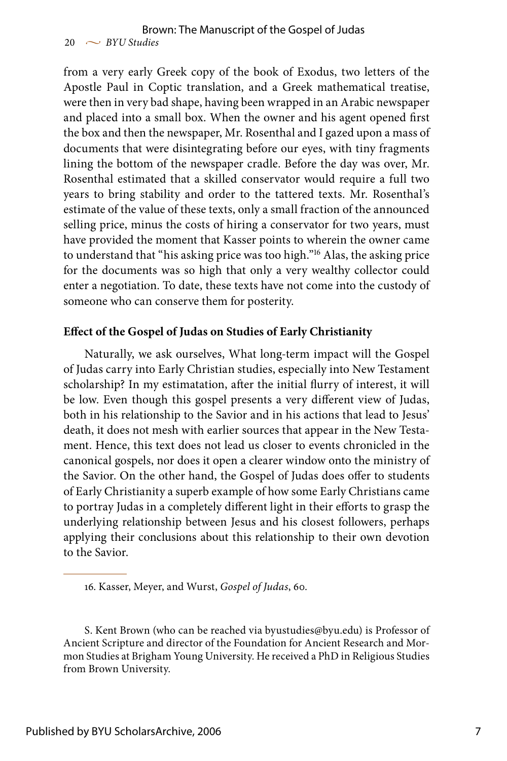from a very early Greek copy of the book of Exodus, two letters of the Apostle Paul in Coptic translation, and a Greek mathematical treatise, were then in very bad shape, having been wrapped in an Arabic newspaper and placed into a small box. When the owner and his agent opened first the box and then the newspaper, Mr. Rosenthal and I gazed upon a mass of documents that were disintegrating before our eyes, with tiny fragments lining the bottom of the newspaper cradle. Before the day was over, Mr. Rosenthal estimated that a skilled conservator would require a full two years to bring stability and order to the tattered texts. Mr. Rosenthal's estimate of the value of these texts, only a small fraction of the announced selling price, minus the costs of hiring a conservator for two years, must have provided the moment that Kasser points to wherein the owner came to understand that "his asking price was too high."[16] Alas, the asking price for the documents was so high that only a very wealthy collector could enter a negotiation. To date, these texts have not come into the custody of someone who can conserve them for posterity.

**Effect of the Gospel of Judas on Studies of Early Christianity**

Naturally, we ask ourselves, What long-term impact will the Gospel of Judas carry into Early Christian studies, especially into New Testament scholarship? In my estimatation, after the initial flurry of interest, it will be low. Even though this gospel presents a very different view of Judas, both in his relationship to the Savior and in his actions that lead to Jesus' death, it does not mesh with earlier sources that appear in the New Testament. Hence, this text does not lead us closer to events chronicled in the canonical gospels, nor does it open a clearer window onto the ministry of the Savior. On the other hand, the Gospel of Judas does offer to students of Early Christianity a superb example of how some Early Christians came to portray Judas in a completely different light in their efforts to grasp the underlying relationship between Jesus and his closest followers, perhaps applying their conclusions about this relationship to their own devotion to the Savior.

---

16. Kasser, Meyer, and Wurst, *Gospel of Judas*, 60.

S. Kent Brown (who can be reached via byustudies@byu.edu) is Professor of Ancient Scripture and director of the Foundation for Ancient Research and Mormon Studies at Brigham Young University. He received a PhD in Religious Studies from Brown University.